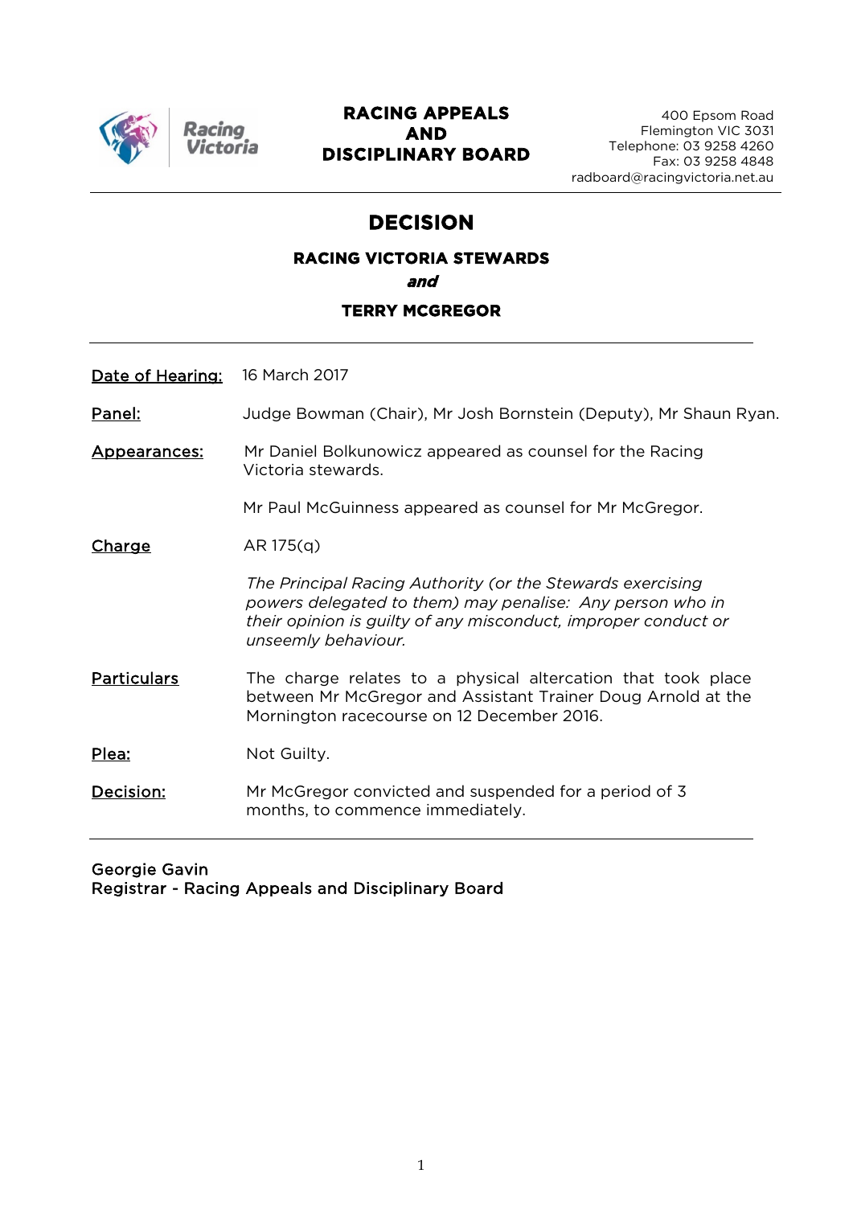Racing Victoria

# RACING APPEALS AND DISCIPLINARY BOARD

400 Epsom Road
Flemington VIC 3031
Telephone: 03 9258 4260
Fax: 03 9258 4848
radboard@racingvictoria.net.au

---

## DECISION

### RACING VICTORIA STEWARDS
***and***
### TERRY MCGREGOR

---

**Date of Hearing:** 16 March 2017

**Panel:** Judge Bowman (Chair), Mr Josh Bornstein (Deputy), Mr Shaun Ryan.

**Appearances:** Mr Daniel Bolkunowicz appeared as counsel for the Racing Victoria stewards.

Mr Paul McGuinness appeared as counsel for Mr McGregor.

**Charge** AR 175(q)

*The Principal Racing Authority (or the Stewards exercising powers delegated to them) may penalise: Any person who in their opinion is guilty of any misconduct, improper conduct or unseemly behaviour.*

**Particulars** The charge relates to a physical altercation that took place between Mr McGregor and Assistant Trainer Doug Arnold at the Mornington racecourse on 12 December 2016.

**Plea:** Not Guilty.

**Decision:** Mr McGregor convicted and suspended for a period of 3 months, to commence immediately.

---

Georgie Gavin
Registrar - Racing Appeals and Disciplinary Board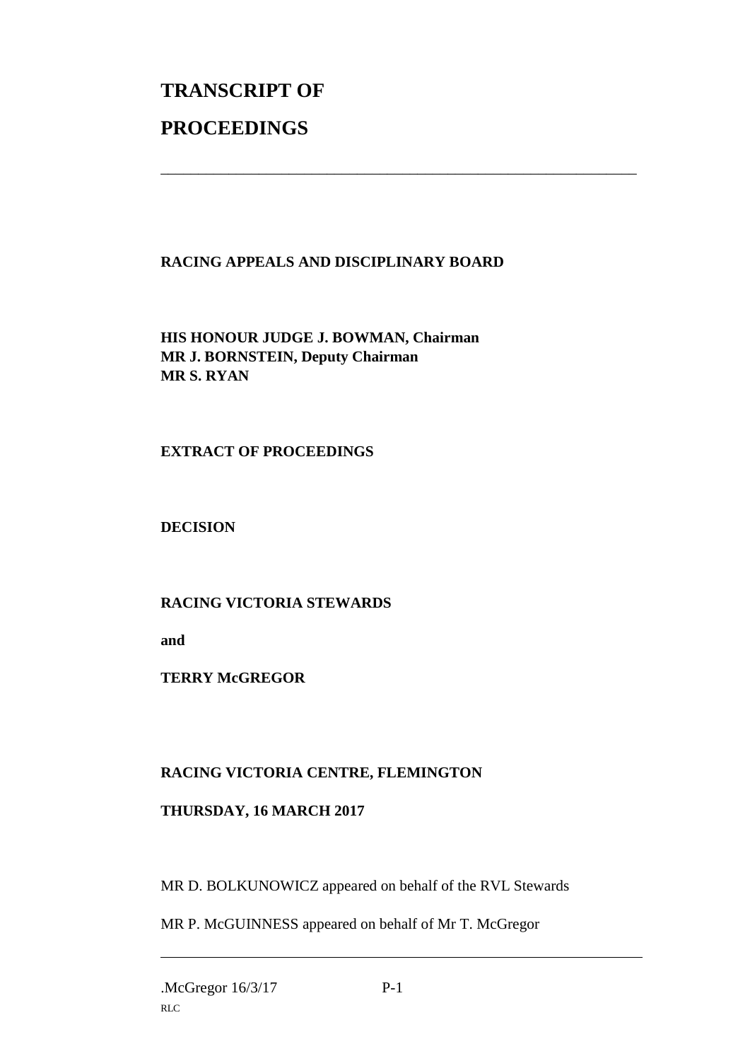# TRANSCRIPT OF

# PROCEEDINGS

---

**RACING APPEALS AND DISCIPLINARY BOARD**

**HIS HONOUR JUDGE J. BOWMAN, Chairman**
**MR J. BORNSTEIN, Deputy Chairman**
**MR S. RYAN**

**EXTRACT OF PROCEEDINGS**

**DECISION**

**RACING VICTORIA STEWARDS**

**and**

**TERRY McGREGOR**

**RACING VICTORIA CENTRE, FLEMINGTON**

**THURSDAY, 16 MARCH 2017**

MR D. BOLKUNOWICZ appeared on behalf of the RVL Stewards

MR P. McGUINNESS appeared on behalf of Mr T. McGregor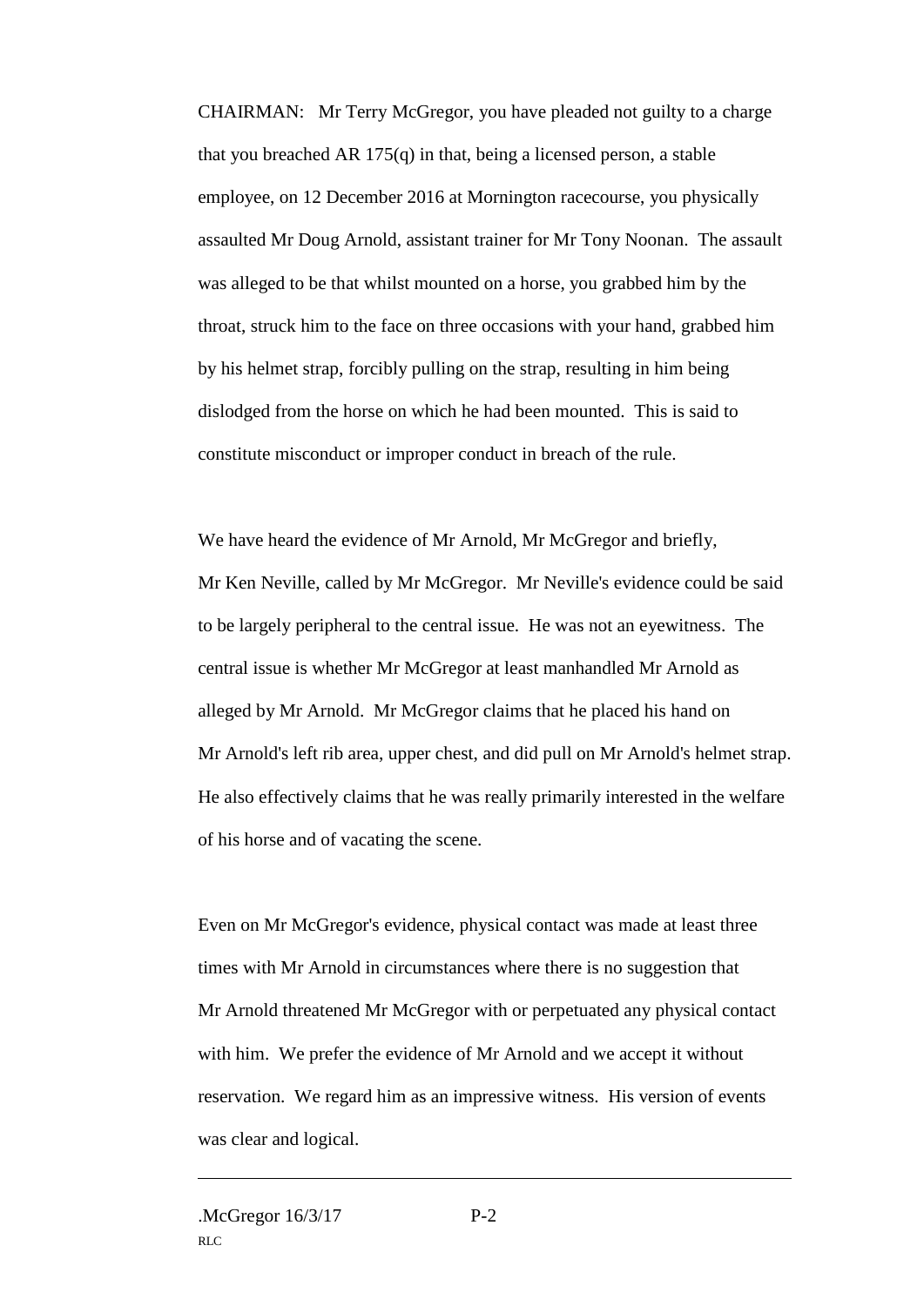CHAIRMAN: Mr Terry McGregor, you have pleaded not guilty to a charge that you breached AR 175(q) in that, being a licensed person, a stable employee, on 12 December 2016 at Mornington racecourse, you physically assaulted Mr Doug Arnold, assistant trainer for Mr Tony Noonan. The assault was alleged to be that whilst mounted on a horse, you grabbed him by the throat, struck him to the face on three occasions with your hand, grabbed him by his helmet strap, forcibly pulling on the strap, resulting in him being dislodged from the horse on which he had been mounted. This is said to constitute misconduct or improper conduct in breach of the rule.

We have heard the evidence of Mr Arnold, Mr McGregor and briefly, Mr Ken Neville, called by Mr McGregor. Mr Neville's evidence could be said to be largely peripheral to the central issue. He was not an eyewitness. The central issue is whether Mr McGregor at least manhandled Mr Arnold as alleged by Mr Arnold. Mr McGregor claims that he placed his hand on Mr Arnold's left rib area, upper chest, and did pull on Mr Arnold's helmet strap. He also effectively claims that he was really primarily interested in the welfare of his horse and of vacating the scene.

Even on Mr McGregor's evidence, physical contact was made at least three times with Mr Arnold in circumstances where there is no suggestion that Mr Arnold threatened Mr McGregor with or perpetuated any physical contact with him. We prefer the evidence of Mr Arnold and we accept it without reservation. We regard him as an impressive witness. His version of events was clear and logical.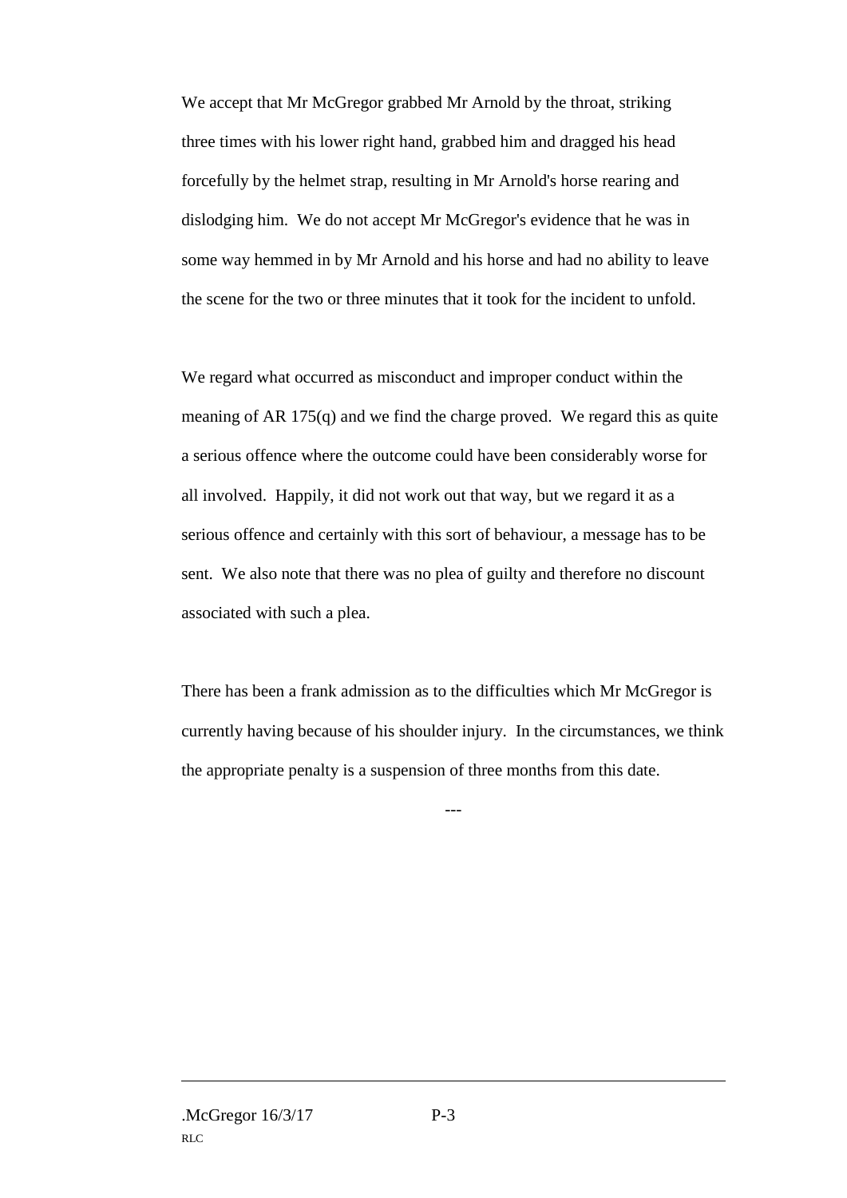We accept that Mr McGregor grabbed Mr Arnold by the throat, striking three times with his lower right hand, grabbed him and dragged his head forcefully by the helmet strap, resulting in Mr Arnold's horse rearing and dislodging him. We do not accept Mr McGregor's evidence that he was in some way hemmed in by Mr Arnold and his horse and had no ability to leave the scene for the two or three minutes that it took for the incident to unfold.

We regard what occurred as misconduct and improper conduct within the meaning of AR 175(q) and we find the charge proved. We regard this as quite a serious offence where the outcome could have been considerably worse for all involved. Happily, it did not work out that way, but we regard it as a serious offence and certainly with this sort of behaviour, a message has to be sent. We also note that there was no plea of guilty and therefore no discount associated with such a plea.

There has been a frank admission as to the difficulties which Mr McGregor is currently having because of his shoulder injury. In the circumstances, we think the appropriate penalty is a suspension of three months from this date.

---